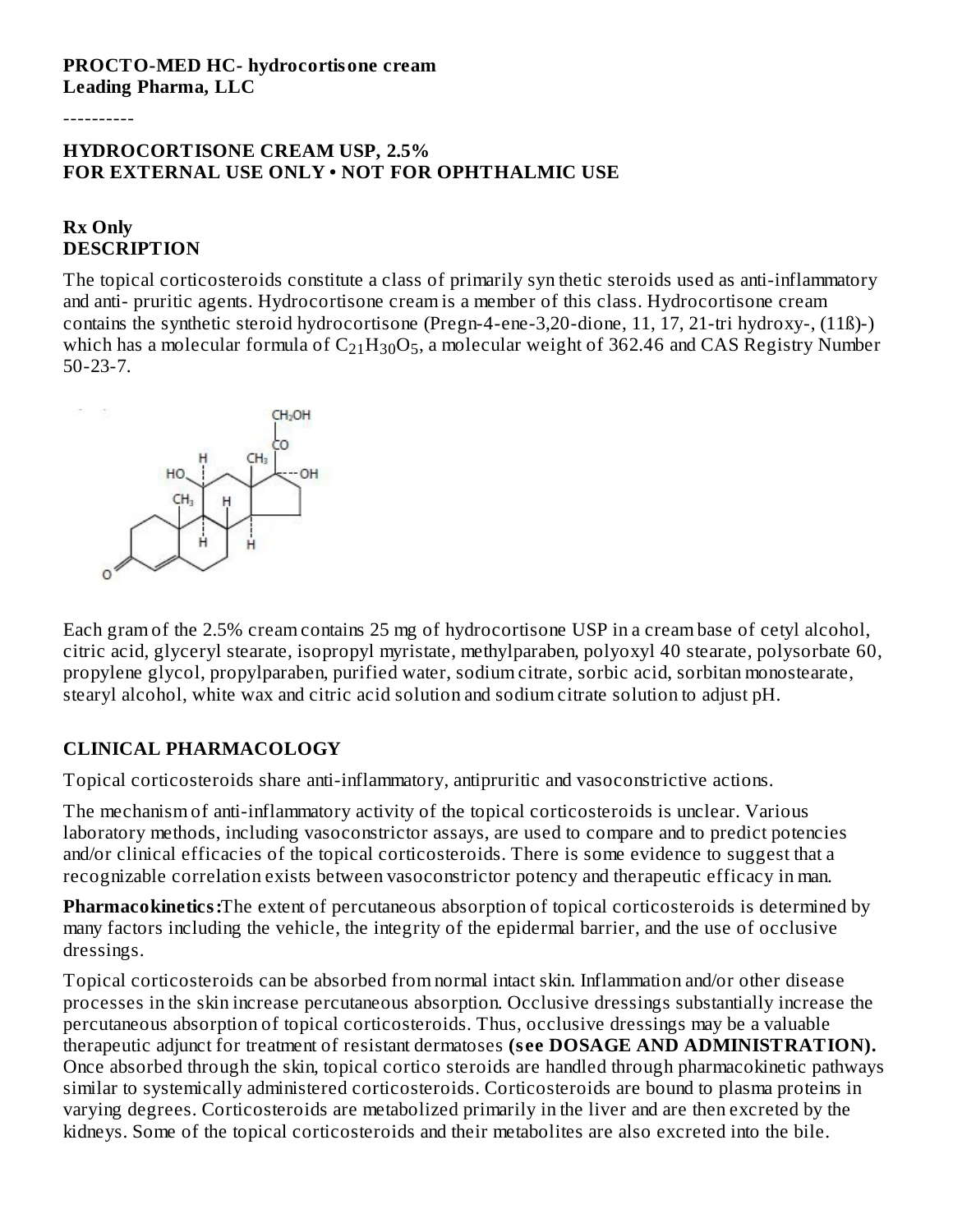**PROCTO-MED HC- hydrocortisone cream**
**Leading Pharma, LLC**

----------

**HYDROCORTISONE CREAM USP, 2.5%**
**FOR EXTERNAL USE ONLY • NOT FOR OPHTHALMIC USE**

**Rx Only**

## DESCRIPTION

The topical corticosteroids constitute a class of primarily syn thetic steroids used as anti-inflammatory and anti- pruritic agents. Hydrocortisone cream is a member of this class. Hydrocortisone cream contains the synthetic steroid hydrocortisone (Pregn-4-ene-3,20-dione, 11, 17, 21-tri hydroxy-, (11ß)-) which has a molecular formula of $C_{21}H_{30}O_5$, a molecular weight of 362.46 and CAS Registry Number 50-23-7.

Each gram of the 2.5% cream contains 25 mg of hydrocortisone USP in a cream base of cetyl alcohol, citric acid, glyceryl stearate, isopropyl myristate, methylparaben, polyoxyl 40 stearate, polysorbate 60, propylene glycol, propylparaben, purified water, sodium citrate, sorbic acid, sorbitan monostearate, stearyl alcohol, white wax and citric acid solution and sodium citrate solution to adjust pH.

## CLINICAL PHARMACOLOGY

Topical corticosteroids share anti-inflammatory, antipruritic and vasoconstrictive actions.

The mechanism of anti-inflammatory activity of the topical corticosteroids is unclear. Various laboratory methods, including vasoconstrictor assays, are used to compare and to predict potencies and/or clinical efficacies of the topical corticosteroids. There is some evidence to suggest that a recognizable correlation exists between vasoconstrictor potency and therapeutic efficacy in man.

**Pharmacokinetics:**The extent of percutaneous absorption of topical corticosteroids is determined by many factors including the vehicle, the integrity of the epidermal barrier, and the use of occlusive dressings.

Topical corticosteroids can be absorbed from normal intact skin. Inflammation and/or other disease processes in the skin increase percutaneous absorption. Occlusive dressings substantially increase the percutaneous absorption of topical corticosteroids. Thus, occlusive dressings may be a valuable therapeutic adjunct for treatment of resistant dermatoses **(see DOSAGE AND ADMINISTRATION).** Once absorbed through the skin, topical cortico steroids are handled through pharmacokinetic pathways similar to systemically administered corticosteroids. Corticosteroids are bound to plasma proteins in varying degrees. Corticosteroids are metabolized primarily in the liver and are then excreted by the kidneys. Some of the topical corticosteroids and their metabolites are also excreted into the bile.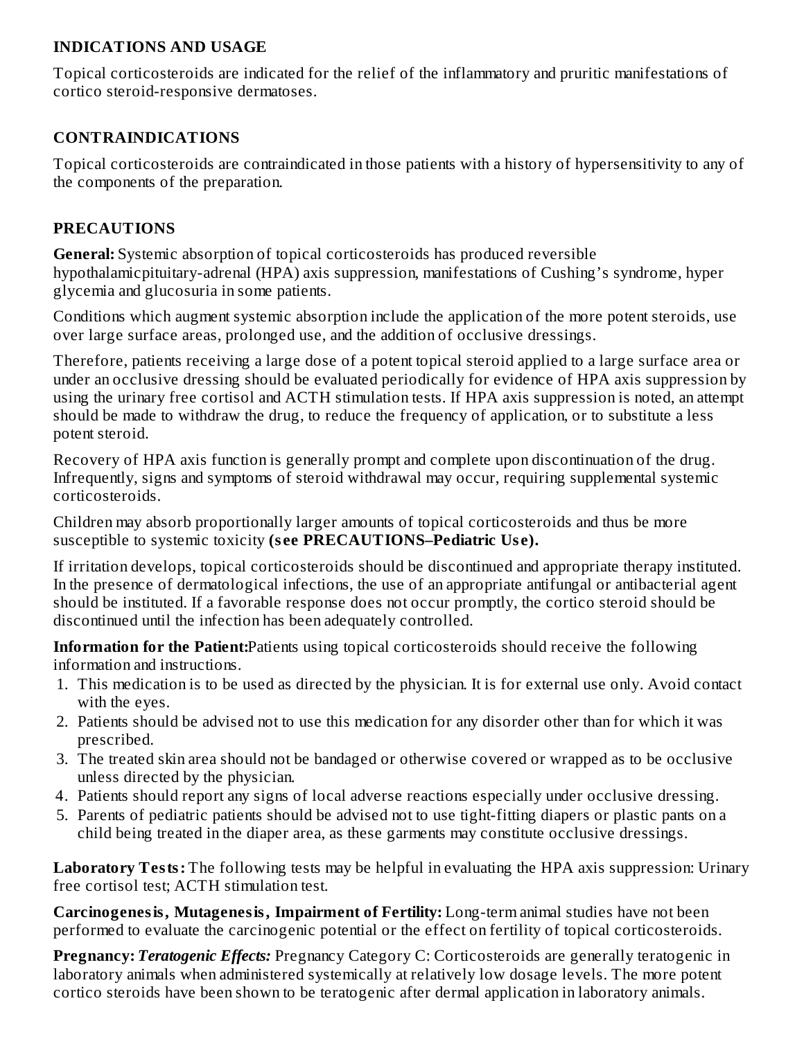## INDICATIONS AND USAGE

Topical corticosteroids are indicated for the relief of the inflammatory and pruritic manifestations of cortico steroid-responsive dermatoses.

## CONTRAINDICATIONS

Topical corticosteroids are contraindicated in those patients with a history of hypersensitivity to any of the components of the preparation.

## PRECAUTIONS

**General:** Systemic absorption of topical corticosteroids has produced reversible hypothalamicpituitary-adrenal (HPA) axis suppression, manifestations of Cushing's syndrome, hyper glycemia and glucosuria in some patients.

Conditions which augment systemic absorption include the application of the more potent steroids, use over large surface areas, prolonged use, and the addition of occlusive dressings.

Therefore, patients receiving a large dose of a potent topical steroid applied to a large surface area or under an occlusive dressing should be evaluated periodically for evidence of HPA axis suppression by using the urinary free cortisol and ACTH stimulation tests. If HPA axis suppression is noted, an attempt should be made to withdraw the drug, to reduce the frequency of application, or to substitute a less potent steroid.

Recovery of HPA axis function is generally prompt and complete upon discontinuation of the drug. Infrequently, signs and symptoms of steroid withdrawal may occur, requiring supplemental systemic corticosteroids.

Children may absorb proportionally larger amounts of topical corticosteroids and thus be more susceptible to systemic toxicity **(see PRECAUTIONS–Pediatric Use).**

If irritation develops, topical corticosteroids should be discontinued and appropriate therapy instituted. In the presence of dermatological infections, the use of an appropriate antifungal or antibacterial agent should be instituted. If a favorable response does not occur promptly, the cortico steroid should be discontinued until the infection has been adequately controlled.

**Information for the Patient:** Patients using topical corticosteroids should receive the following information and instructions.

1. This medication is to be used as directed by the physician. It is for external use only. Avoid contact with the eyes.
2. Patients should be advised not to use this medication for any disorder other than for which it was prescribed.
3. The treated skin area should not be bandaged or otherwise covered or wrapped as to be occlusive unless directed by the physician.
4. Patients should report any signs of local adverse reactions especially under occlusive dressing.
5. Parents of pediatric patients should be advised not to use tight-fitting diapers or plastic pants on a child being treated in the diaper area, as these garments may constitute occlusive dressings.

**Laboratory Tests:** The following tests may be helpful in evaluating the HPA axis suppression: Urinary free cortisol test; ACTH stimulation test.

**Carcinogenesis, Mutagenesis, Impairment of Fertility:** Long-term animal studies have not been performed to evaluate the carcinogenic potential or the effect on fertility of topical corticosteroids.

**Pregnancy:** ***Teratogenic Effects:*** Pregnancy Category C: Corticosteroids are generally teratogenic in laboratory animals when administered systemically at relatively low dosage levels. The more potent cortico steroids have been shown to be teratogenic after dermal application in laboratory animals.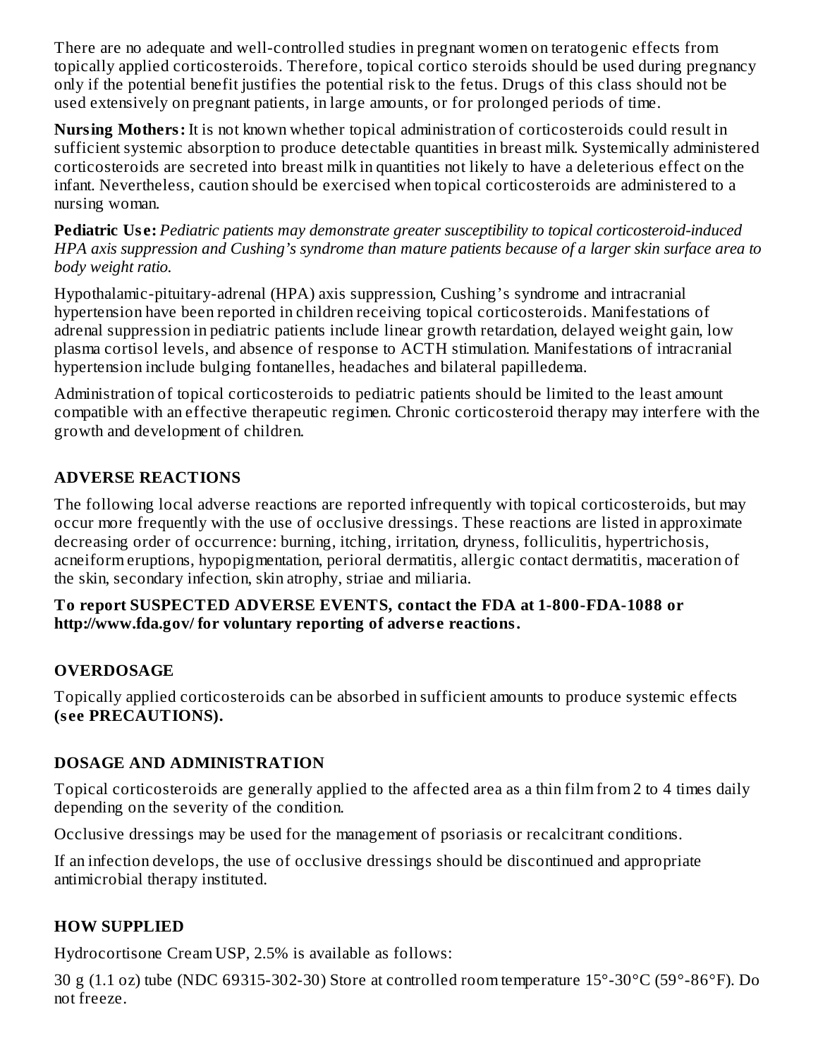There are no adequate and well-controlled studies in pregnant women on teratogenic effects from topically applied corticosteroids. Therefore, topical cortico steroids should be used during pregnancy only if the potential benefit justifies the potential risk to the fetus. Drugs of this class should not be used extensively on pregnant patients, in large amounts, or for prolonged periods of time.

**Nursing Mothers:** It is not known whether topical administration of corticosteroids could result in sufficient systemic absorption to produce detectable quantities in breast milk. Systemically administered corticosteroids are secreted into breast milk in quantities not likely to have a deleterious effect on the infant. Nevertheless, caution should be exercised when topical corticosteroids are administered to a nursing woman.

**Pediatric Use:** *Pediatric patients may demonstrate greater susceptibility to topical corticosteroid-induced HPA axis suppression and Cushing's syndrome than mature patients because of a larger skin surface area to body weight ratio.*

Hypothalamic-pituitary-adrenal (HPA) axis suppression, Cushing's syndrome and intracranial hypertension have been reported in children receiving topical corticosteroids. Manifestations of adrenal suppression in pediatric patients include linear growth retardation, delayed weight gain, low plasma cortisol levels, and absence of response to ACTH stimulation. Manifestations of intracranial hypertension include bulging fontanelles, headaches and bilateral papilledema.

Administration of topical corticosteroids to pediatric patients should be limited to the least amount compatible with an effective therapeutic regimen. Chronic corticosteroid therapy may interfere with the growth and development of children.

## ADVERSE REACTIONS

The following local adverse reactions are reported infrequently with topical corticosteroids, but may occur more frequently with the use of occlusive dressings. These reactions are listed in approximate decreasing order of occurrence: burning, itching, irritation, dryness, folliculitis, hypertrichosis, acneiform eruptions, hypopigmentation, perioral dermatitis, allergic contact dermatitis, maceration of the skin, secondary infection, skin atrophy, striae and miliaria.

**To report SUSPECTED ADVERSE EVENTS, contact the FDA at 1-800-FDA-1088 or http://www.fda.gov/ for voluntary reporting of adverse reactions.**

## OVERDOSAGE

Topically applied corticosteroids can be absorbed in sufficient amounts to produce systemic effects **(see PRECAUTIONS).**

## DOSAGE AND ADMINISTRATION

Topical corticosteroids are generally applied to the affected area as a thin film from 2 to 4 times daily depending on the severity of the condition.

Occlusive dressings may be used for the management of psoriasis or recalcitrant conditions.

If an infection develops, the use of occlusive dressings should be discontinued and appropriate antimicrobial therapy instituted.

## HOW SUPPLIED

Hydrocortisone Cream USP, 2.5% is available as follows:

30 g (1.1 oz) tube (NDC 69315-302-30) Store at controlled room temperature 15°-30°C (59°-86°F). Do not freeze.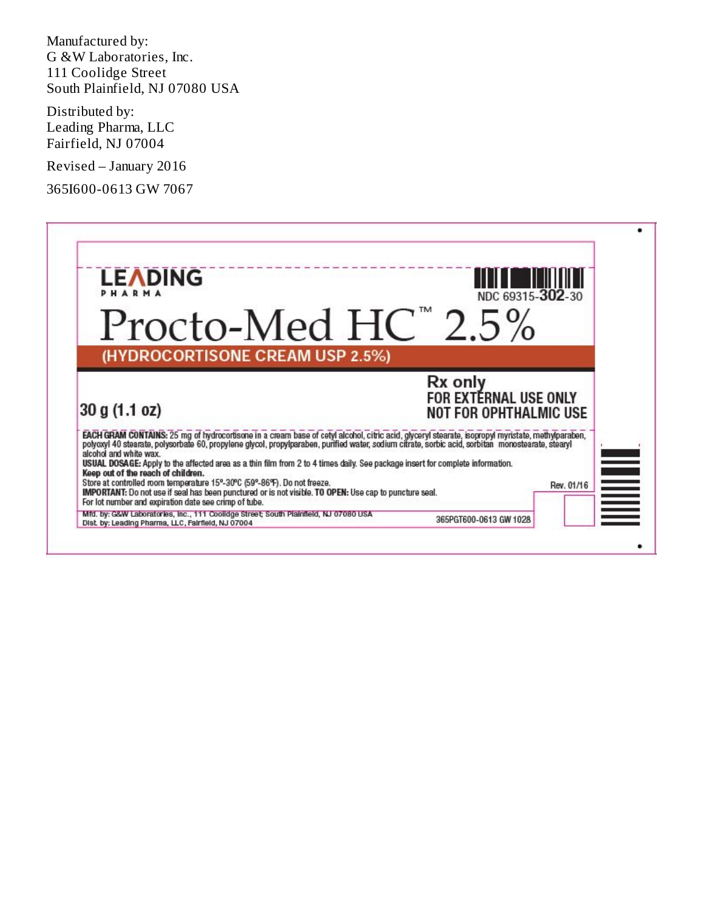Manufactured by:
G &W Laboratories, Inc.
111 Coolidge Street
South Plainfield, NJ 07080 USA

Distributed by:
Leading Pharma, LLC
Fairfield, NJ 07004

Revised – January 2016

365I600-0613 GW 7067

LEADING PHARMA

NDC 69315-**302**-30

# Procto-Med HC™ 2.5%

**(HYDROCORTISONE CREAM USP 2.5%)**

**30 g (1.1 oz)**

**Rx only**
**FOR EXTERNAL USE ONLY**
**NOT FOR OPHTHALMIC USE**

**EACH GRAM CONTAINS:** 25 mg of hydrocortisone in a cream base of cetyl alcohol, citric acid, glyceryl stearate, isopropyl myristate, methylparaben, polyoxyl 40 stearate, polysorbate 60, propylene glycol, propylparaben, purified water, sodium citrate, sorbic acid, sorbitan monostearate, stearyl alcohol and white wax.
**USUAL DOSAGE:** Apply to the affected area as a thin film from 2 to 4 times daily. See package insert for complete information.
**Keep out of the reach of children.**
Store at controlled room temperature 15°-30°C (59°-86°F). Do not freeze.
**IMPORTANT:** Do not use if seal has been punctured or is not visible. **TO OPEN:** Use cap to puncture seal.
For lot number and expiration date see crimp of tube.

Rev. 01/16

Mfd. by: G&W Laboratories, Inc., 111 Coolidge Street, South Plainfield, NJ 07080 USA
Dist. by: Leading Pharma, LLC, Fairfield, NJ 07004

365PGT600-0613 GW 1028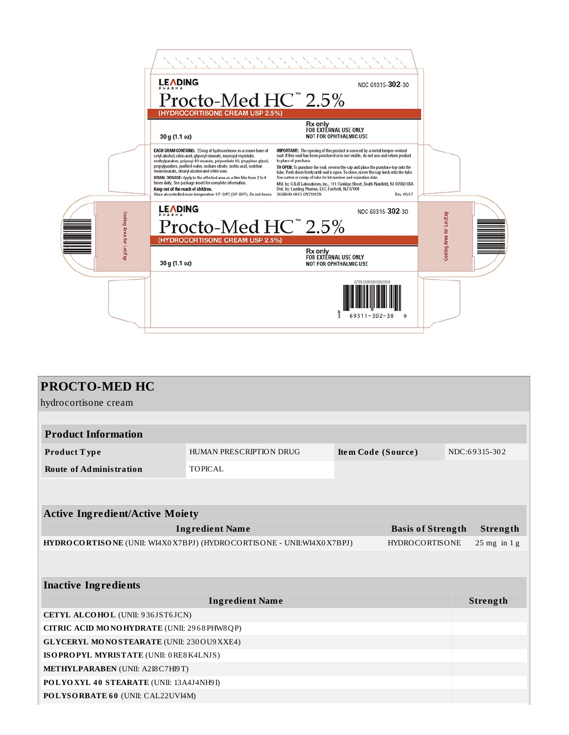LEADING PHARMA

NDC 69315-302-30

# Procto-Med HC™ 2.5%

(HYDROCORTISONE CREAM USP 2.5%)

30 g (1.1 oz)

Rx only
FOR EXTERNAL USE ONLY
NOT FOR OPHTHALMIC USE

**EACH GRAM CONTAINS:** 25mg of hydrocortisone in a cream base of cetyl alcohol, citric acid, glyceryl stearate, isopropyl myristate, methylparaben, polyoxyl 40 stearate, polysorbate 60, propylene glycol, propylparaben, purified water, sodium citrate, sorbic acid, sorbitan monostearate, stearyl alcohol and white wax.

**USUAL DOSAGE:** Apply to the affected area as a thin film from 2 to 4 times daily. See package insert for complete information.

**Keep out of the reach of children.**

Store at controlled room temperature 15°-30°C (59°-86°F). Do not freeze.

**IMPORTANT:** The opening of this product is covered by a metal tamper-evident seal. If this seal has been punctured or is not visible, do not use and return product to place of purchase.

**TO OPEN:** To puncture the seal, reverse the cap and place the puncture-top onto the tube. Push down firmly until seal is open. To close, screw the cap back onto the tube.

See carton or crimp of tube for lot number and expiration date.

Mfd. by: G&W Laboratories, Inc., 111 Coolidge Street, South Plainfield, NJ 07080 USA
Dst. by: Leading Pharma, LLC, Fairfield, NJ 07004

365B600-0613 GW710129 Rev. 03/17

Coding Area for Lot/Exp

LEADING PHARMA

NDC 69315-302-30

# Procto-Med HC™ 2.5%

(HYDROCORTISONE CREAM USP 2.5%)

30 g (1.1 oz)

Rx only
FOR EXTERNAL USE ONLY
NOT FOR OPHTHALMIC USE

GTIN 00369315302309

N 3 69315-302-30 9

Coding Area for Lot/Exp

## PROCTO-MED HC

hydrocortisone cream

| Product Information | | | |
|---|---|---|---|
| **Product Type** | HUMAN PRESCRIPTION DRUG | **Item Code (Source)** | NDC:69315-302 |
| **Route of Administration** | TOPICAL | | |

| Active Ingredient/Active Moiety | | |
|---|---|---|
| **Ingredient Name** | **Basis of Strength** | **Strength** |
| **HYDROCORTISONE** (UNII: WI4X0X7BPJ) (HYDROCORTISONE - UNII:WI4X0X7BPJ) | HYDROCORTISONE | 25 mg in 1 g |

| Inactive Ingredients | |
|---|---|
| **Ingredient Name** | **Strength** |
| **CETYL ALCOHOL** (UNII: 936JST6JCN) | |
| **CITRIC ACID MONOHYDRATE** (UNII: 2968PHW8QP) | |
| **GLYCERYL MONOSTEARATE** (UNII: 230OU9XXE4) | |
| **ISOPROPYL MYRISTATE** (UNII: 0RE8K4LNJS) | |
| **METHYLPARABEN** (UNII: A2I8C7HI9T) | |
| **POLYOXYL 40 STEARATE** (UNII: 13A4J4NH9I) | |
| **POLYSORBATE 60** (UNII: CAL22UVI4M) | |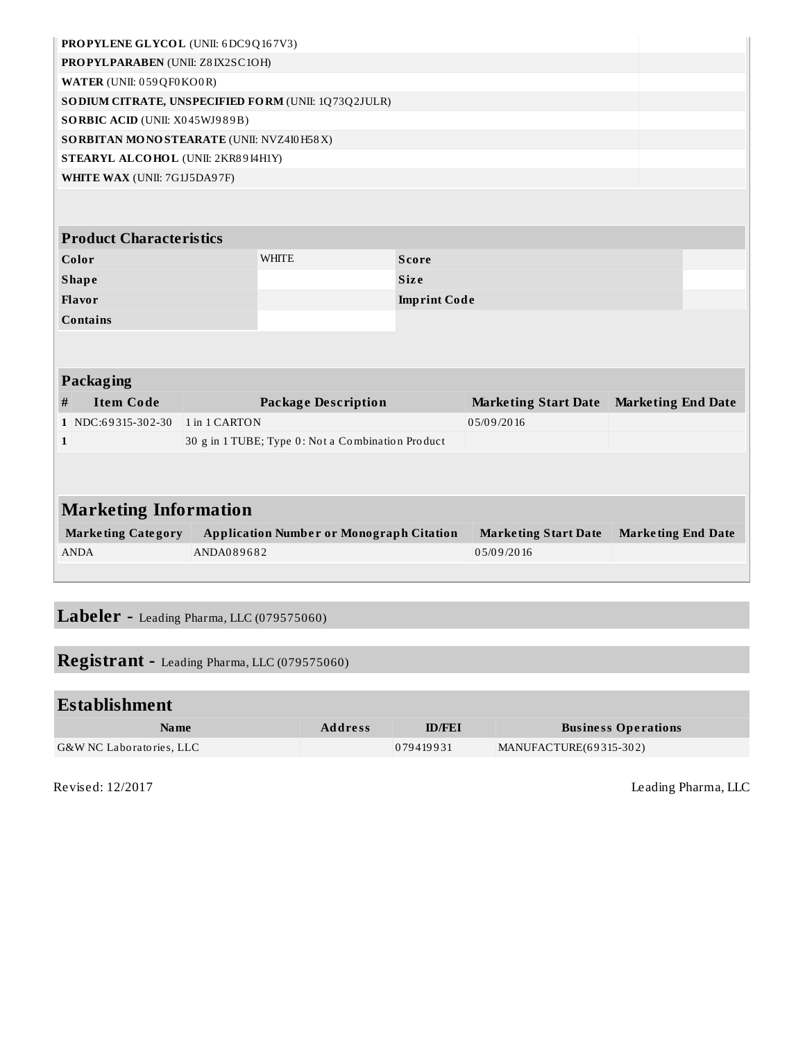| | |
|---|---|
| **PROPYLENE GLYCOL** (UNII: 6DC9Q167V3) | |
| **PROPYLPARABEN** (UNII: Z8IX2SC1OH) | |
| **WATER** (UNII: 059QF0KO0R) | |
| **SODIUM CITRATE, UNSPECIFIED FORM** (UNII: 1Q73Q2JULR) | |
| **SORBIC ACID** (UNII: X045WJ989B) | |
| **SORBITAN MONOSTEARATE** (UNII: NVZ4I0H58X) | |
| **STEARYL ALCOHOL** (UNII: 2KR89I4H1Y) | |
| **WHITE WAX** (UNII: 7G1J5DA97F) | |

**Product Characteristics**

| | | | |
|---|---|---|---|
| **Color** | WHITE | **Score** | |
| **Shape** | | **Size** | |
| **Flavor** | | **Imprint Code** | |
| **Contains** | | | |

**Packaging**

| # | Item Code | Package Description | Marketing Start Date | Marketing End Date |
|---|---|---|---|---|
| 1 | NDC:69315-302-30 | 1 in 1 CARTON | 05/09/2016 | |
| 1 | | 30 g in 1 TUBE; Type 0: Not a Combination Product | | |

## Marketing Information

| Marketing Category | Application Number or Monograph Citation | Marketing Start Date | Marketing End Date |
|---|---|---|---|
| ANDA | ANDA089682 | 05/09/2016 | |

## Labeler - Leading Pharma, LLC (079575060)

## Registrant - Leading Pharma, LLC (079575060)

## Establishment

| Name | Address | ID/FEI | Business Operations |
|---|---|---|---|
| G&W NC Laboratories, LLC | | 079419931 | MANUFACTURE(69315-302) |

Revised: 12/2017

Leading Pharma, LLC